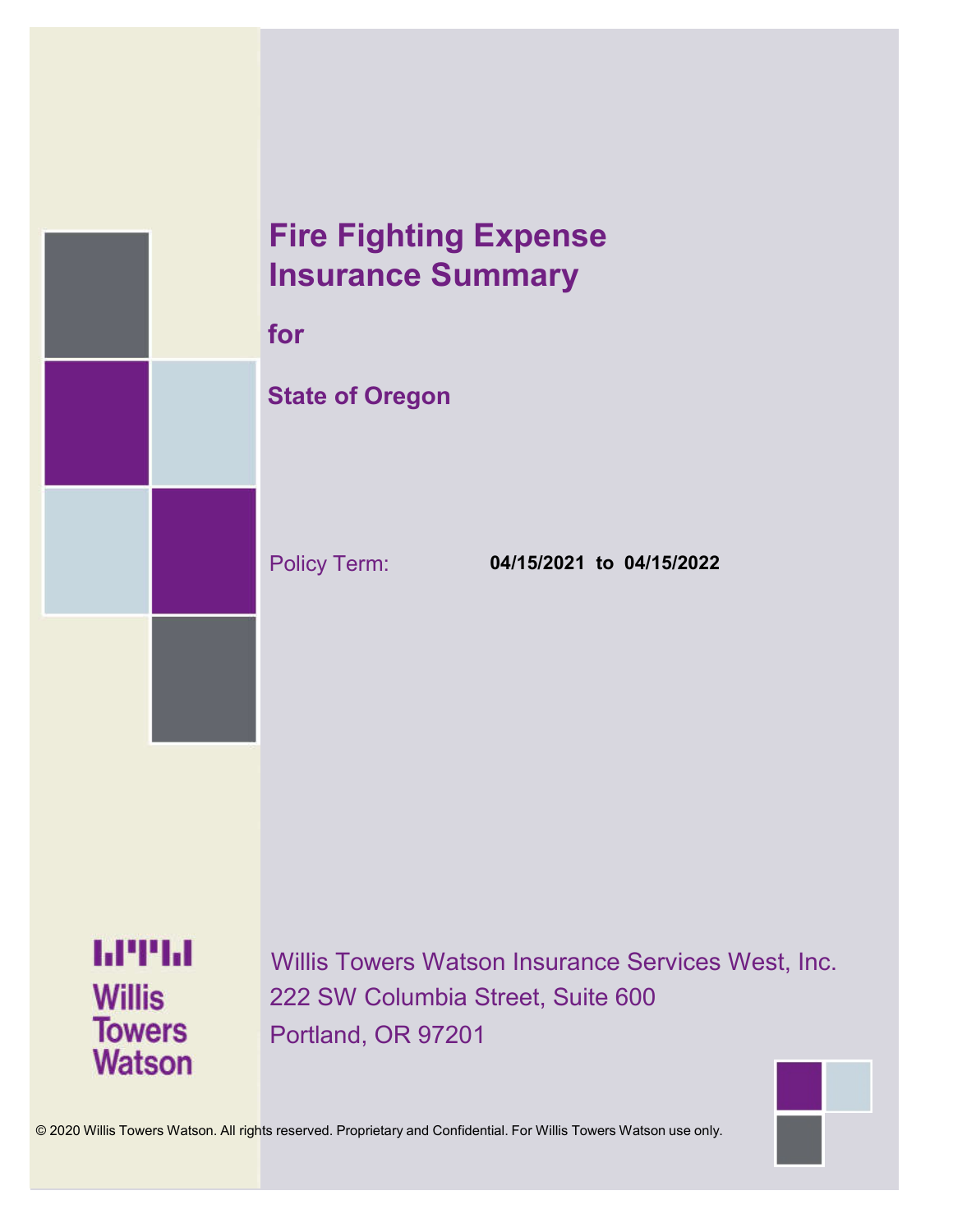# Fire Fighting Expense Insurance Summary

**for**

**State of Oregon**

Policy Term: **04/15/2021 to 04/15/2022**

Willis Towers Watson

Willis Towers Watson Insurance Services West, Inc.
222 SW Columbia Street, Suite 600
Portland, OR 97201

© 2020 Willis Towers Watson. All rights reserved. Proprietary and Confidential. For Willis Towers Watson use only.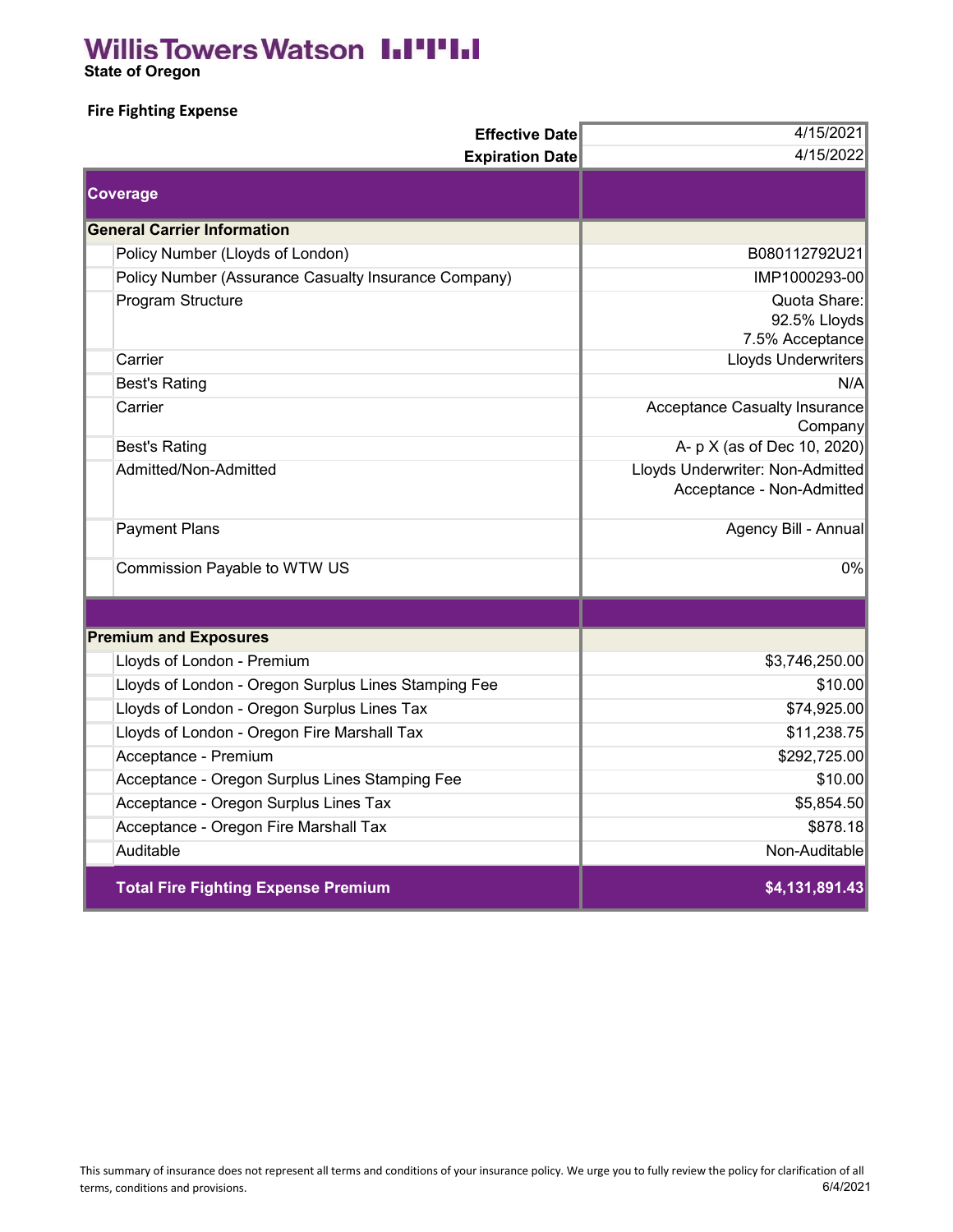Willis Towers Watson

**State of Oregon**

**Fire Fighting Expense**

| | |
|---|---|
| **Effective Date** | 4/15/2021 |
| **Expiration Date** | 4/15/2022 |
| **Coverage** | |
| **General Carrier Information** | |
| Policy Number (Lloyds of London) | B080112792U21 |
| Policy Number (Assurance Casualty Insurance Company) | IMP1000293-00 |
| Program Structure | Quota Share: 92.5% Lloyds 7.5% Acceptance |
| Carrier | Lloyds Underwriters |
| Best's Rating | N/A |
| Carrier | Acceptance Casualty Insurance Company |
| Best's Rating | A- p X (as of Dec 10, 2020) |
| Admitted/Non-Admitted | Lloyds Underwriter: Non-Admitted Acceptance - Non-Admitted |
| Payment Plans | Agency Bill - Annual |
| Commission Payable to WTW US | 0% |
| | |
| **Premium and Exposures** | |
| Lloyds of London - Premium | $3,746,250.00 |
| Lloyds of London - Oregon Surplus Lines Stamping Fee | $10.00 |
| Lloyds of London - Oregon Surplus Lines Tax | $74,925.00 |
| Lloyds of London - Oregon Fire Marshall Tax | $11,238.75 |
| Acceptance - Premium | $292,725.00 |
| Acceptance - Oregon Surplus Lines Stamping Fee | $10.00 |
| Acceptance - Oregon Surplus Lines Tax | $5,854.50 |
| Acceptance - Oregon Fire Marshall Tax | $878.18 |
| Auditable | Non-Auditable |
| **Total Fire Fighting Expense Premium** | **$4,131,891.43** |

This summary of insurance does not represent all terms and conditions of your insurance policy. We urge you to fully review the policy for clarification of all terms, conditions and provisions.

6/4/2021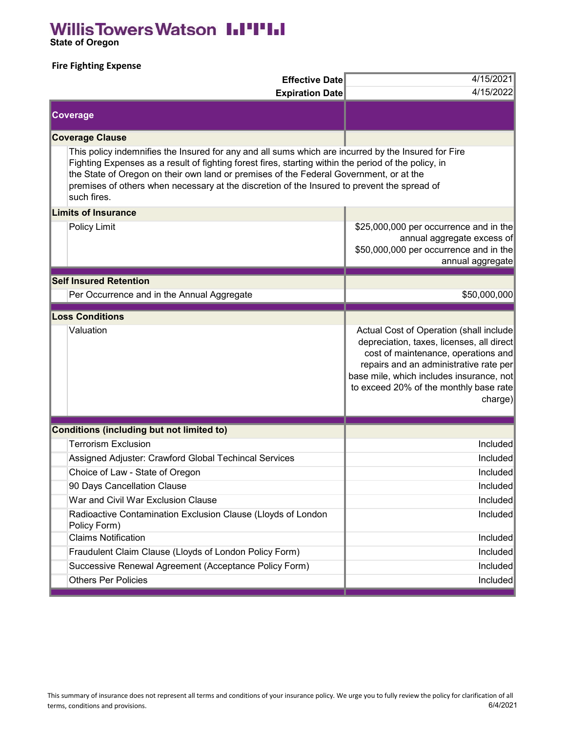Willis Towers Watson

State of Oregon

**Fire Fighting Expense**

| | |
|---|---|
| **Effective Date** | 4/15/2021 |
| **Expiration Date** | 4/15/2022 |
| **Coverage** | |
| **Coverage Clause** | |
| This policy indemnifies the Insured for any and all sums which are incurred by the Insured for Fire Fighting Expenses as a result of fighting forest fires, starting within the period of the policy, in the State of Oregon on their own land or premises of the Federal Government, or at the premises of others when necessary at the discretion of the Insured to prevent the spread of such fires. | |
| **Limits of Insurance** | |
| Policy Limit | $25,000,000 per occurrence and in the annual aggregate excess of $50,000,000 per occurrence and in the annual aggregate |
| **Self Insured Retention** | |
| Per Occurrence and in the Annual Aggregate | $50,000,000 |
| **Loss Conditions** | |
| Valuation | Actual Cost of Operation (shall include depreciation, taxes, licenses, all direct cost of maintenance, operations and repairs and an administrative rate per base mile, which includes insurance, not to exceed 20% of the monthly base rate charge) |
| **Conditions (including but not limited to)** | |
| Terrorism Exclusion | Included |
| Assigned Adjuster: Crawford Global Techincal Services | Included |
| Choice of Law - State of Oregon | Included |
| 90 Days Cancellation Clause | Included |
| War and Civil War Exclusion Clause | Included |
| Radioactive Contamination Exclusion Clause (Lloyds of London Policy Form) | Included |
| Claims Notification | Included |
| Fraudulent Claim Clause (Lloyds of London Policy Form) | Included |
| Successive Renewal Agreement (Acceptance Policy Form) | Included |
| Others Per Policies | Included |

This summary of insurance does not represent all terms and conditions of your insurance policy. We urge you to fully review the policy for clarification of all terms, conditions and provisions.

6/4/2021